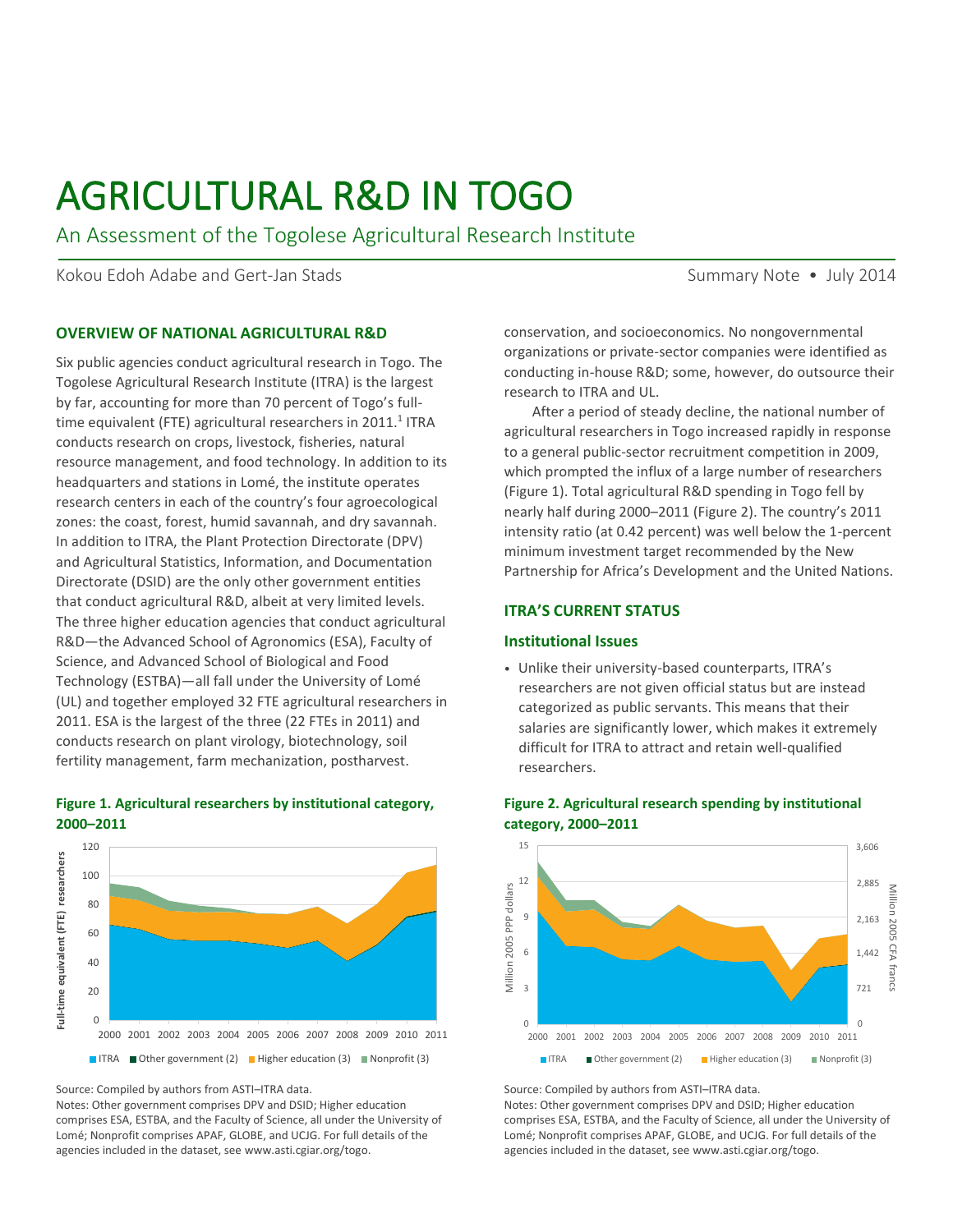# AGRICULTURAL R&D IN TOGO

## An Assessment of the Togolese Agricultural Research Institute

Kokou Edoh Adabe and Gert-Jan Stads

Summary Note • July 2014

### OVERVIEW OF NATIONAL AGRICULTURAL R&D

Six public agencies conduct agricultural research in Togo. The Togolese Agricultural Research Institute (ITRA) is the largest by far, accounting for more than 70 percent of Togo's full-time equivalent (FTE) agricultural researchers in 2011.[1] ITRA conducts research on crops, livestock, fisheries, natural resource management, and food technology. In addition to its headquarters and stations in Lomé, the institute operates research centers in each of the country's four agroecological zones: the coast, forest, humid savannah, and dry savannah. In addition to ITRA, the Plant Protection Directorate (DPV) and Agricultural Statistics, Information, and Documentation Directorate (DSID) are the only other government entities that conduct agricultural R&D, albeit at very limited levels. The three higher education agencies that conduct agricultural R&D—the Advanced School of Agronomics (ESA), Faculty of Science, and Advanced School of Biological and Food Technology (ESTBA)—all fall under the University of Lomé (UL) and together employed 32 FTE agricultural researchers in 2011. ESA is the largest of the three (22 FTEs in 2011) and conducts research on plant virology, biotechnology, soil fertility management, farm mechanization, postharvest conservation, and socioeconomics. No nongovernmental organizations or private-sector companies were identified as conducting in-house R&D; some, however, do outsource their research to ITRA and UL.

After a period of steady decline, the national number of agricultural researchers in Togo increased rapidly in response to a general public-sector recruitment competition in 2009, which prompted the influx of a large number of researchers (Figure 1). Total agricultural R&D spending in Togo fell by nearly half during 2000–2011 (Figure 2). The country's 2011 intensity ratio (at 0.42 percent) was well below the 1-percent minimum investment target recommended by the New Partnership for Africa's Development and the United Nations.

**Figure 1. Agricultural researchers by institutional category, 2000–2011**

Source: Compiled by authors from ASTI–ITRA data.
Notes: Other government comprises DPV and DSID; Higher education comprises ESA, ESTBA, and the Faculty of Science, all under the University of Lomé; Nonprofit comprises APAF, GLOBE, and UCJG. For full details of the agencies included in the dataset, see www.asti.cgiar.org/togo.

### ITRA'S CURRENT STATUS

#### Institutional Issues

- Unlike their university-based counterparts, ITRA's researchers are not given official status but are instead categorized as public servants. This means that their salaries are significantly lower, which makes it extremely difficult for ITRA to attract and retain well-qualified researchers.

**Figure 2. Agricultural research spending by institutional category, 2000–2011**

Source: Compiled by authors from ASTI–ITRA data.
Notes: Other government comprises DPV and DSID; Higher education comprises ESA, ESTBA, and the Faculty of Science, all under the University of Lomé; Nonprofit comprises APAF, GLOBE, and UCJG. For full details of the agencies included in the dataset, see www.asti.cgiar.org/togo.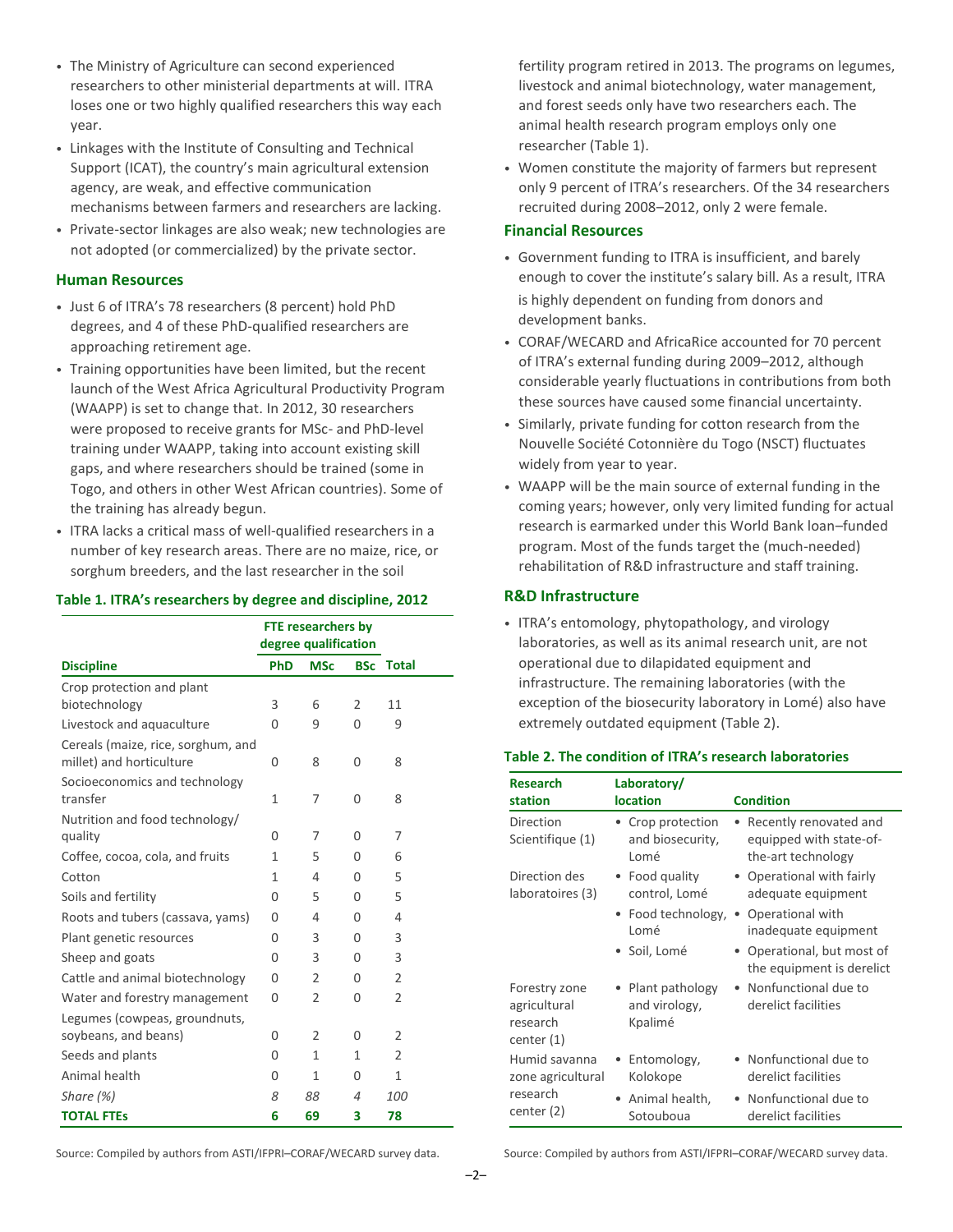- The Ministry of Agriculture can second experienced researchers to other ministerial departments at will. ITRA loses one or two highly qualified researchers this way each year.
- Linkages with the Institute of Consulting and Technical Support (ICAT), the country's main agricultural extension agency, are weak, and effective communication mechanisms between farmers and researchers are lacking.
- Private-sector linkages are also weak; new technologies are not adopted (or commercialized) by the private sector.

## Human Resources

- Just 6 of ITRA's 78 researchers (8 percent) hold PhD degrees, and 4 of these PhD-qualified researchers are approaching retirement age.
- Training opportunities have been limited, but the recent launch of the West Africa Agricultural Productivity Program (WAAPP) is set to change that. In 2012, 30 researchers were proposed to receive grants for MSc- and PhD-level training under WAAPP, taking into account existing skill gaps, and where researchers should be trained (some in Togo, and others in other West African countries). Some of the training has already begun.
- ITRA lacks a critical mass of well-qualified researchers in a number of key research areas. There are no maize, rice, or sorghum breeders, and the last researcher in the soil fertility program retired in 2013. The programs on legumes, livestock and animal biotechnology, water management, and forest seeds only have two researchers each. The animal health research program employs only one researcher (Table 1).
- Women constitute the majority of farmers but represent only 9 percent of ITRA's researchers. Of the 34 researchers recruited during 2008–2012, only 2 were female.

**Table 1. ITRA's researchers by degree and discipline, 2012**

| | FTE researchers by degree qualification | | | |
|---|---|---|---|---|
| **Discipline** | **PhD** | **MSc** | **BSc** | **Total** |
| Crop protection and plant biotechnology | 3 | 6 | 2 | 11 |
| Livestock and aquaculture | 0 | 9 | 0 | 9 |
| Cereals (maize, rice, sorghum, and millet) and horticulture | 0 | 8 | 0 | 8 |
| Socioeconomics and technology transfer | 1 | 7 | 0 | 8 |
| Nutrition and food technology/ quality | 0 | 7 | 0 | 7 |
| Coffee, cocoa, cola, and fruits | 1 | 5 | 0 | 6 |
| Cotton | 1 | 4 | 0 | 5 |
| Soils and fertility | 0 | 5 | 0 | 5 |
| Roots and tubers (cassava, yams) | 0 | 4 | 0 | 4 |
| Plant genetic resources | 0 | 3 | 0 | 3 |
| Sheep and goats | 0 | 3 | 0 | 3 |
| Cattle and animal biotechnology | 0 | 2 | 0 | 2 |
| Water and forestry management | 0 | 2 | 0 | 2 |
| Legumes (cowpeas, groundnuts, soybeans, and beans) | 0 | 2 | 0 | 2 |
| Seeds and plants | 0 | 1 | 1 | 2 |
| Animal health | 0 | 1 | 0 | 1 |
| *Share (%)* | *8* | *88* | *4* | *100* |
| **TOTAL FTEs** | **6** | **69** | **3** | **78** |

Source: Compiled by authors from ASTI/IFPRI–CORAF/WECARD survey data.

## Financial Resources

- Government funding to ITRA is insufficient, and barely enough to cover the institute's salary bill. As a result, ITRA is highly dependent on funding from donors and development banks.
- CORAF/WECARD and AfricaRice accounted for 70 percent of ITRA's external funding during 2009–2012, although considerable yearly fluctuations in contributions from both these sources have caused some financial uncertainty.
- Similarly, private funding for cotton research from the Nouvelle Société Cotonnière du Togo (NSCT) fluctuates widely from year to year.
- WAAPP will be the main source of external funding in the coming years; however, only very limited funding for actual research is earmarked under this World Bank loan–funded program. Most of the funds target the (much-needed) rehabilitation of R&D infrastructure and staff training.

## R&D Infrastructure

- ITRA's entomology, phytopathology, and virology laboratories, as well as its animal research unit, are not operational due to dilapidated equipment and infrastructure. The remaining laboratories (with the exception of the biosecurity laboratory in Lomé) also have extremely outdated equipment (Table 2).

**Table 2. The condition of ITRA's research laboratories**

| Research station | Laboratory/ location | Condition |
|---|---|---|
| Direction Scientifique (1) | Crop protection and biosecurity, Lomé | Recently renovated and equipped with state-of-the-art technology |
| Direction des laboratoires (3) | Food quality control, Lomé | Operational with fairly adequate equipment |
| | Food technology, Lomé | Operational with inadequate equipment |
| | Soil, Lomé | Operational, but most of the equipment is derelict |
| Forestry zone agricultural research center (1) | Plant pathology and virology, Kpalimé | Nonfunctional due to derelict facilities |
| Humid savanna zone agricultural research center (2) | Entomology, Kolokope | Nonfunctional due to derelict facilities |
| | Animal health, Sotouboua | Nonfunctional due to derelict facilities |

Source: Compiled by authors from ASTI/IFPRI–CORAF/WECARD survey data.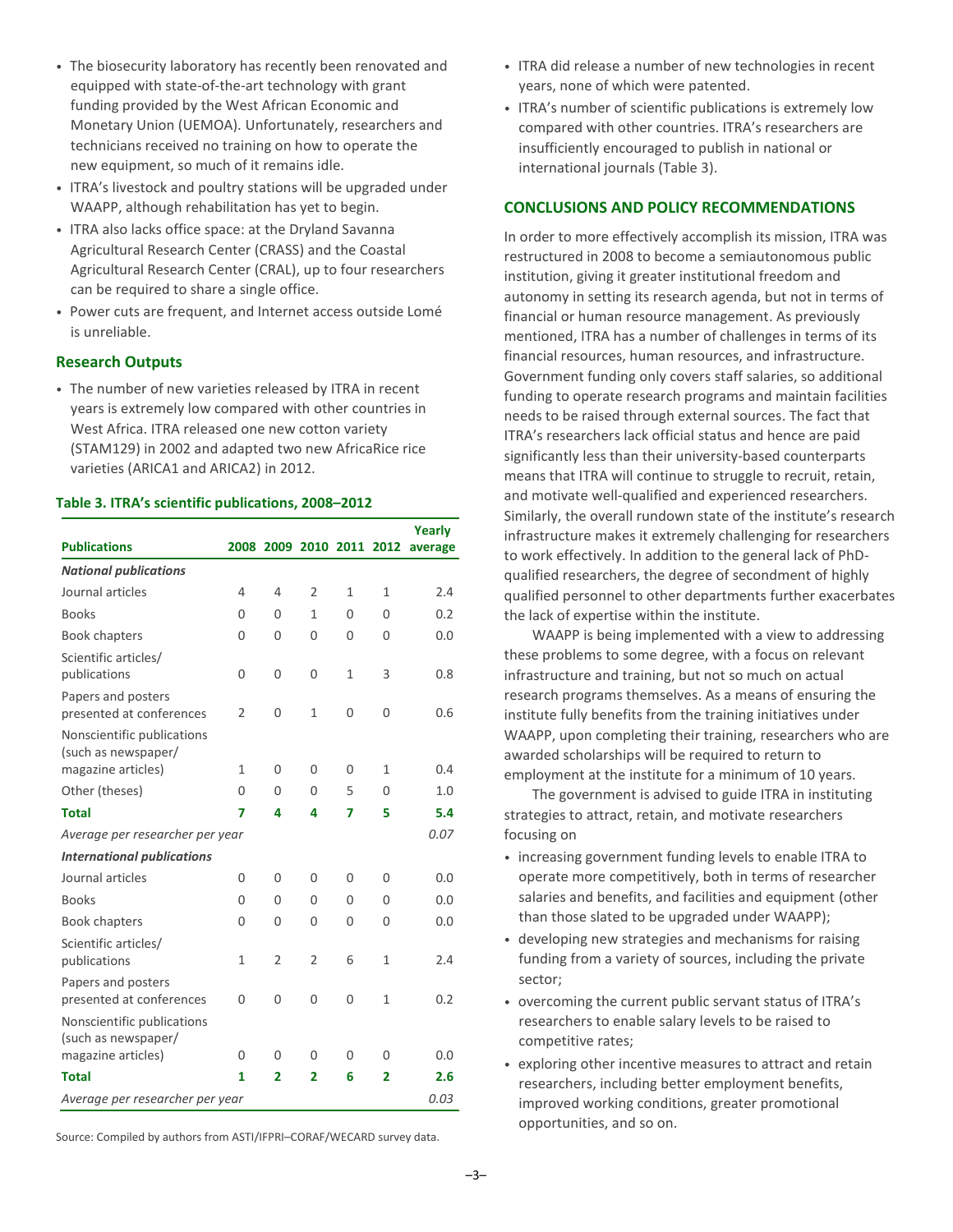- The biosecurity laboratory has recently been renovated and equipped with state-of-the-art technology with grant funding provided by the West African Economic and Monetary Union (UEMOA). Unfortunately, researchers and technicians received no training on how to operate the new equipment, so much of it remains idle.
- ITRA's livestock and poultry stations will be upgraded under WAAPP, although rehabilitation has yet to begin.
- ITRA also lacks office space: at the Dryland Savanna Agricultural Research Center (CRASS) and the Coastal Agricultural Research Center (CRAL), up to four researchers can be required to share a single office.
- Power cuts are frequent, and Internet access outside Lomé is unreliable.

### Research Outputs

- The number of new varieties released by ITRA in recent years is extremely low compared with other countries in West Africa. ITRA released one new cotton variety (STAM129) in 2002 and adapted two new AfricaRice rice varieties (ARICA1 and ARICA2) in 2012.

**Table 3. ITRA's scientific publications, 2008–2012**

| Publications | 2008 | 2009 | 2010 | 2011 | 2012 | Yearly average |
|---|---|---|---|---|---|---|
| ***National publications*** | | | | | | |
| Journal articles | 4 | 4 | 2 | 1 | 1 | 2.4 |
| Books | 0 | 0 | 1 | 0 | 0 | 0.2 |
| Book chapters | 0 | 0 | 0 | 0 | 0 | 0.0 |
| Scientific articles/ publications | 0 | 0 | 0 | 1 | 3 | 0.8 |
| Papers and posters presented at conferences | 2 | 0 | 1 | 0 | 0 | 0.6 |
| Nonscientific publications (such as newspaper/ magazine articles) | 1 | 0 | 0 | 0 | 1 | 0.4 |
| Other (theses) | 0 | 0 | 0 | 5 | 0 | 1.0 |
| **Total** | **7** | **4** | **4** | **7** | **5** | **5.4** |
| *Average per researcher per year* | | | | | | *0.07* |
| ***International publications*** | | | | | | |
| Journal articles | 0 | 0 | 0 | 0 | 0 | 0.0 |
| Books | 0 | 0 | 0 | 0 | 0 | 0.0 |
| Book chapters | 0 | 0 | 0 | 0 | 0 | 0.0 |
| Scientific articles/ publications | 1 | 2 | 2 | 6 | 1 | 2.4 |
| Papers and posters presented at conferences | 0 | 0 | 0 | 0 | 1 | 0.2 |
| Nonscientific publications (such as newspaper/ magazine articles) | 0 | 0 | 0 | 0 | 0 | 0.0 |
| **Total** | **1** | **2** | **2** | **6** | **2** | **2.6** |
| *Average per researcher per year* | | | | | | *0.03* |

Source: Compiled by authors from ASTI/IFPRI–CORAF/WECARD survey data.

- ITRA did release a number of new technologies in recent years, none of which were patented.
- ITRA's number of scientific publications is extremely low compared with other countries. ITRA's researchers are insufficiently encouraged to publish in national or international journals (Table 3).

## CONCLUSIONS AND POLICY RECOMMENDATIONS

In order to more effectively accomplish its mission, ITRA was restructured in 2008 to become a semiautonomous public institution, giving it greater institutional freedom and autonomy in setting its research agenda, but not in terms of financial or human resource management. As previously mentioned, ITRA has a number of challenges in terms of its financial resources, human resources, and infrastructure. Government funding only covers staff salaries, so additional funding to operate research programs and maintain facilities needs to be raised through external sources. The fact that ITRA's researchers lack official status and hence are paid significantly less than their university-based counterparts means that ITRA will continue to struggle to recruit, retain, and motivate well-qualified and experienced researchers. Similarly, the overall rundown state of the institute's research infrastructure makes it extremely challenging for researchers to work effectively. In addition to the general lack of PhD-qualified researchers, the degree of secondment of highly qualified personnel to other departments further exacerbates the lack of expertise within the institute.

WAAPP is being implemented with a view to addressing these problems to some degree, with a focus on relevant infrastructure and training, but not so much on actual research programs themselves. As a means of ensuring the institute fully benefits from the training initiatives under WAAPP, upon completing their training, researchers who are awarded scholarships will be required to return to employment at the institute for a minimum of 10 years.

The government is advised to guide ITRA in instituting strategies to attract, retain, and motivate researchers focusing on

- increasing government funding levels to enable ITRA to operate more competitively, both in terms of researcher salaries and benefits, and facilities and equipment (other than those slated to be upgraded under WAAPP);
- developing new strategies and mechanisms for raising funding from a variety of sources, including the private sector;
- overcoming the current public servant status of ITRA's researchers to enable salary levels to be raised to competitive rates;
- exploring other incentive measures to attract and retain researchers, including better employment benefits, improved working conditions, greater promotional opportunities, and so on.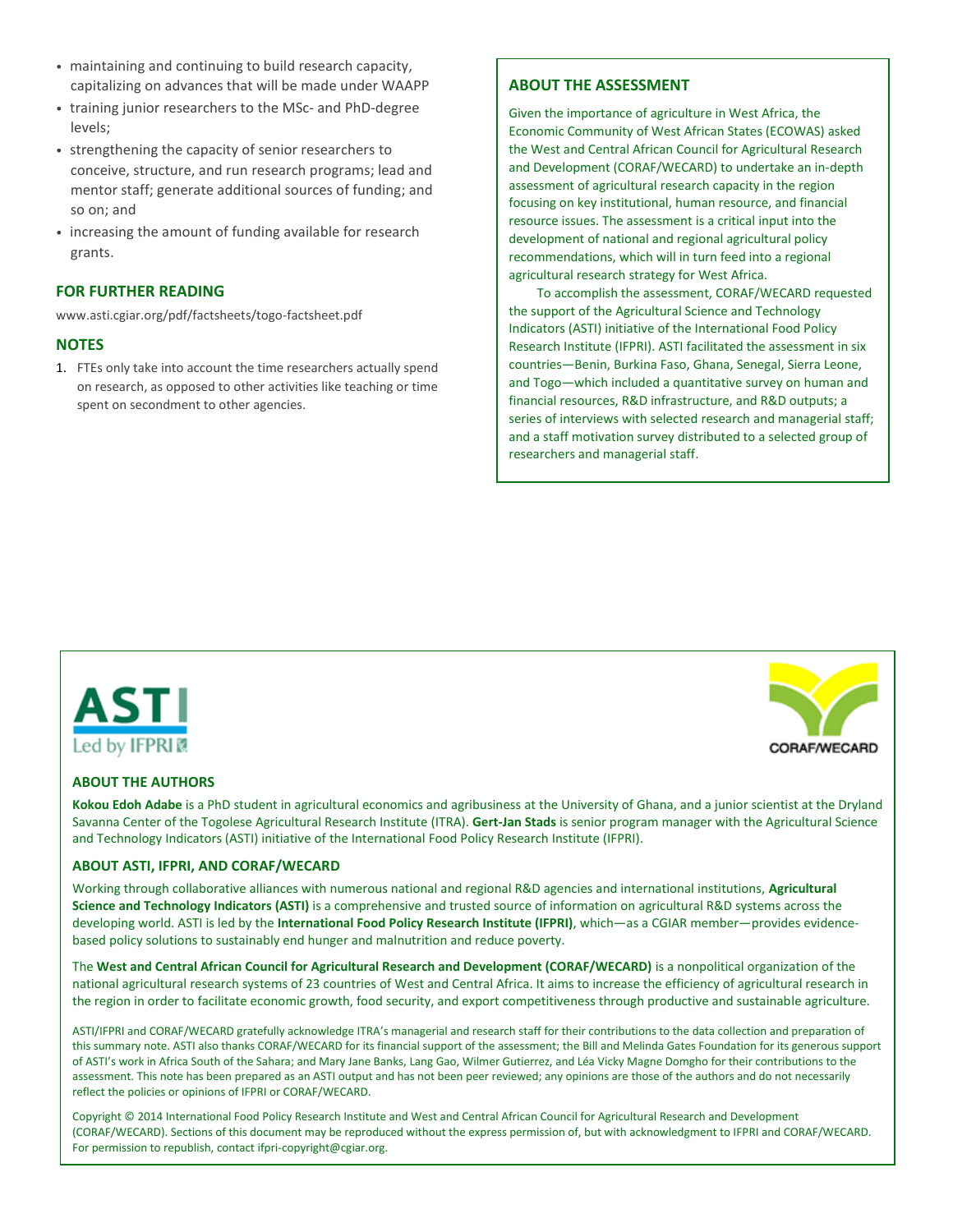- maintaining and continuing to build research capacity, capitalizing on advances that will be made under WAAPP
- training junior researchers to the MSc- and PhD-degree levels;
- strengthening the capacity of senior researchers to conceive, structure, and run research programs; lead and mentor staff; generate additional sources of funding; and so on; and
- increasing the amount of funding available for research grants.

## FOR FURTHER READING

www.asti.cgiar.org/pdf/factsheets/togo-factsheet.pdf

## NOTES

1. FTEs only take into account the time researchers actually spend on research, as opposed to other activities like teaching or time spent on secondment to other agencies.

## ABOUT THE ASSESSMENT

Given the importance of agriculture in West Africa, the Economic Community of West African States (ECOWAS) asked the West and Central African Council for Agricultural Research and Development (CORAF/WECARD) to undertake an in-depth assessment of agricultural research capacity in the region focusing on key institutional, human resource, and financial resource issues. The assessment is a critical input into the development of national and regional agricultural policy recommendations, which will in turn feed into a regional agricultural research strategy for West Africa.

To accomplish the assessment, CORAF/WECARD requested the support of the Agricultural Science and Technology Indicators (ASTI) initiative of the International Food Policy Research Institute (IFPRI). ASTI facilitated the assessment in six countries—Benin, Burkina Faso, Ghana, Senegal, Sierra Leone, and Togo—which included a quantitative survey on human and financial resources, R&D infrastructure, and R&D outputs; a series of interviews with selected research and managerial staff; and a staff motivation survey distributed to a selected group of researchers and managerial staff.

ASTI Led by IFPRI

CORAF/WECARD

## ABOUT THE AUTHORS

**Kokou Edoh Adabe** is a PhD student in agricultural economics and agribusiness at the University of Ghana, and a junior scientist at the Dryland Savanna Center of the Togolese Agricultural Research Institute (ITRA). **Gert-Jan Stads** is senior program manager with the Agricultural Science and Technology Indicators (ASTI) initiative of the International Food Policy Research Institute (IFPRI).

## ABOUT ASTI, IFPRI, AND CORAF/WECARD

Working through collaborative alliances with numerous national and regional R&D agencies and international institutions, **Agricultural Science and Technology Indicators (ASTI)** is a comprehensive and trusted source of information on agricultural R&D systems across the developing world. ASTI is led by the **International Food Policy Research Institute (IFPRI)**, which—as a CGIAR member—provides evidence-based policy solutions to sustainably end hunger and malnutrition and reduce poverty.

The **West and Central African Council for Agricultural Research and Development (CORAF/WECARD)** is a nonpolitical organization of the national agricultural research systems of 23 countries of West and Central Africa. It aims to increase the efficiency of agricultural research in the region in order to facilitate economic growth, food security, and export competitiveness through productive and sustainable agriculture.

ASTI/IFPRI and CORAF/WECARD gratefully acknowledge ITRA's managerial and research staff for their contributions to the data collection and preparation of this summary note. ASTI also thanks CORAF/WECARD for its financial support of the assessment; the Bill and Melinda Gates Foundation for its generous support of ASTI's work in Africa South of the Sahara; and Mary Jane Banks, Lang Gao, Wilmer Gutierrez, and Léa Vicky Magne Domgho for their contributions to the assessment. This note has been prepared as an ASTI output and has not been peer reviewed; any opinions are those of the authors and do not necessarily reflect the policies or opinions of IFPRI or CORAF/WECARD.

Copyright © 2014 International Food Policy Research Institute and West and Central African Council for Agricultural Research and Development (CORAF/WECARD). Sections of this document may be reproduced without the express permission of, but with acknowledgment to IFPRI and CORAF/WECARD. For permission to republish, contact ifpri-copyright@cgiar.org.